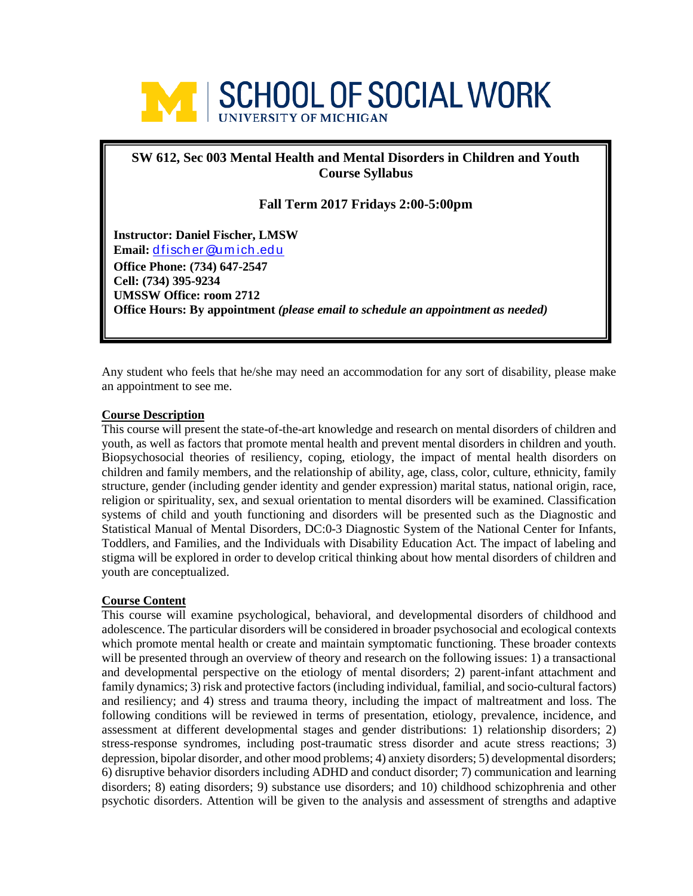# SCHOOL OF SOCIAL WORK
UNIVERSITY OF MICHIGAN

**SW 612, Sec 003 Mental Health and Mental Disorders in Children and Youth Course Syllabus**

**Fall Term 2017 Fridays 2:00-5:00pm**

**Instructor: Daniel Fischer, LMSW**
**Email:** dfischer@umich.edu
**Office Phone: (734) 647-2547**
**Cell: (734) 395-9234**
**UMSSW Office: room 2712**
**Office Hours: By appointment** ***(please email to schedule an appointment as needed)***

Any student who feels that he/she may need an accommodation for any sort of disability, please make an appointment to see me.

## Course Description

This course will present the state-of-the-art knowledge and research on mental disorders of children and youth, as well as factors that promote mental health and prevent mental disorders in children and youth. Biopsychosocial theories of resiliency, coping, etiology, the impact of mental health disorders on children and family members, and the relationship of ability, age, class, color, culture, ethnicity, family structure, gender (including gender identity and gender expression) marital status, national origin, race, religion or spirituality, sex, and sexual orientation to mental disorders will be examined. Classification systems of child and youth functioning and disorders will be presented such as the Diagnostic and Statistical Manual of Mental Disorders, DC:0-3 Diagnostic System of the National Center for Infants, Toddlers, and Families, and the Individuals with Disability Education Act. The impact of labeling and stigma will be explored in order to develop critical thinking about how mental disorders of children and youth are conceptualized.

## Course Content

This course will examine psychological, behavioral, and developmental disorders of childhood and adolescence. The particular disorders will be considered in broader psychosocial and ecological contexts which promote mental health or create and maintain symptomatic functioning. These broader contexts will be presented through an overview of theory and research on the following issues: 1) a transactional and developmental perspective on the etiology of mental disorders; 2) parent-infant attachment and family dynamics; 3) risk and protective factors (including individual, familial, and socio-cultural factors) and resiliency; and 4) stress and trauma theory, including the impact of maltreatment and loss. The following conditions will be reviewed in terms of presentation, etiology, prevalence, incidence, and assessment at different developmental stages and gender distributions: 1) relationship disorders; 2) stress-response syndromes, including post-traumatic stress disorder and acute stress reactions; 3) depression, bipolar disorder, and other mood problems; 4) anxiety disorders; 5) developmental disorders; 6) disruptive behavior disorders including ADHD and conduct disorder; 7) communication and learning disorders; 8) eating disorders; 9) substance use disorders; and 10) childhood schizophrenia and other psychotic disorders. Attention will be given to the analysis and assessment of strengths and adaptive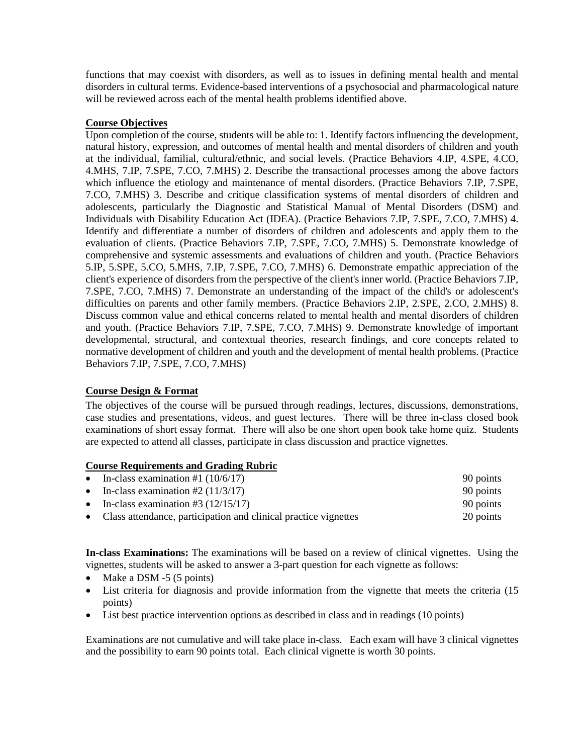functions that may coexist with disorders, as well as to issues in defining mental health and mental disorders in cultural terms. Evidence-based interventions of a psychosocial and pharmacological nature will be reviewed across each of the mental health problems identified above.

**Course Objectives**

Upon completion of the course, students will be able to: 1. Identify factors influencing the development, natural history, expression, and outcomes of mental health and mental disorders of children and youth at the individual, familial, cultural/ethnic, and social levels. (Practice Behaviors 4.IP, 4.SPE, 4.CO, 4.MHS, 7.IP, 7.SPE, 7.CO, 7.MHS) 2. Describe the transactional processes among the above factors which influence the etiology and maintenance of mental disorders. (Practice Behaviors 7.IP, 7.SPE, 7.CO, 7.MHS) 3. Describe and critique classification systems of mental disorders of children and adolescents, particularly the Diagnostic and Statistical Manual of Mental Disorders (DSM) and Individuals with Disability Education Act (IDEA). (Practice Behaviors 7.IP, 7.SPE, 7.CO, 7.MHS) 4. Identify and differentiate a number of disorders of children and adolescents and apply them to the evaluation of clients. (Practice Behaviors 7.IP, 7.SPE, 7.CO, 7.MHS) 5. Demonstrate knowledge of comprehensive and systemic assessments and evaluations of children and youth. (Practice Behaviors 5.IP, 5.SPE, 5.CO, 5.MHS, 7.IP, 7.SPE, 7.CO, 7.MHS) 6. Demonstrate empathic appreciation of the client's experience of disorders from the perspective of the client's inner world. (Practice Behaviors 7.IP, 7.SPE, 7.CO, 7.MHS) 7. Demonstrate an understanding of the impact of the child's or adolescent's difficulties on parents and other family members. (Practice Behaviors 2.IP, 2.SPE, 2.CO, 2.MHS) 8. Discuss common value and ethical concerns related to mental health and mental disorders of children and youth. (Practice Behaviors 7.IP, 7.SPE, 7.CO, 7.MHS) 9. Demonstrate knowledge of important developmental, structural, and contextual theories, research findings, and core concepts related to normative development of children and youth and the development of mental health problems. (Practice Behaviors 7.IP, 7.SPE, 7.CO, 7.MHS)

**Course Design & Format**

The objectives of the course will be pursued through readings, lectures, discussions, demonstrations, case studies and presentations, videos, and guest lectures. There will be three in-class closed book examinations of short essay format. There will also be one short open book take home quiz. Students are expected to attend all classes, participate in class discussion and practice vignettes.

**Course Requirements and Grading Rubric**

- In-class examination #1 (10/6/17) — 90 points
- In-class examination #2 (11/3/17) — 90 points
- In-class examination #3 (12/15/17) — 90 points
- Class attendance, participation and clinical practice vignettes — 20 points

**In-class Examinations:** The examinations will be based on a review of clinical vignettes. Using the vignettes, students will be asked to answer a 3-part question for each vignette as follows:

- Make a DSM -5 (5 points)
- List criteria for diagnosis and provide information from the vignette that meets the criteria (15 points)
- List best practice intervention options as described in class and in readings (10 points)

Examinations are not cumulative and will take place in-class. Each exam will have 3 clinical vignettes and the possibility to earn 90 points total. Each clinical vignette is worth 30 points.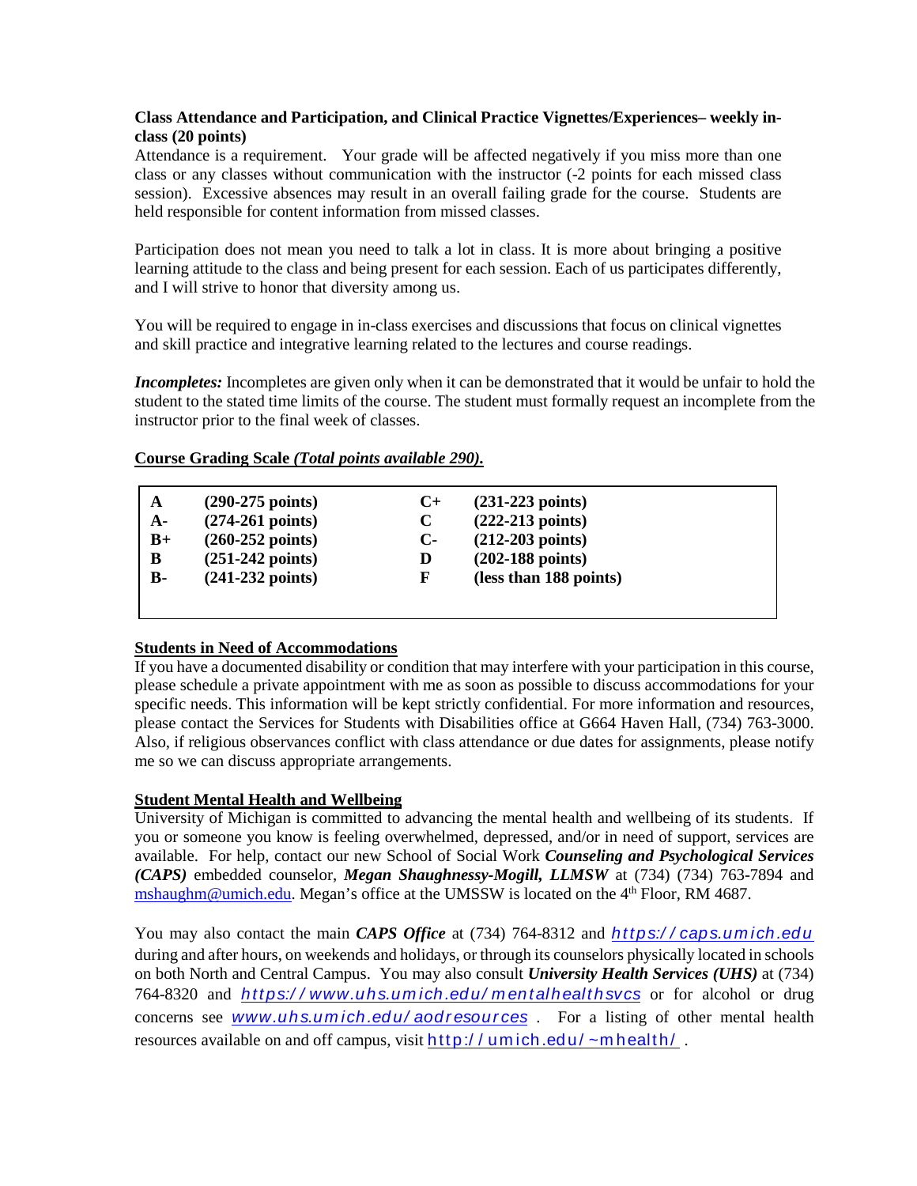**Class Attendance and Participation, and Clinical Practice Vignettes/Experiences– weekly in-class (20 points)**

Attendance is a requirement. Your grade will be affected negatively if you miss more than one class or any classes without communication with the instructor (-2 points for each missed class session). Excessive absences may result in an overall failing grade for the course. Students are held responsible for content information from missed classes.

Participation does not mean you need to talk a lot in class. It is more about bringing a positive learning attitude to the class and being present for each session. Each of us participates differently, and I will strive to honor that diversity among us.

You will be required to engage in in-class exercises and discussions that focus on clinical vignettes and skill practice and integrative learning related to the lectures and course readings.

***Incompletes:*** Incompletes are given only when it can be demonstrated that it would be unfair to hold the student to the stated time limits of the course. The student must formally request an incomplete from the instructor prior to the final week of classes.

**Course Grading Scale *(Total points available 290).***

| | | | |
|---|---|---|---|
| **A** | **(290-275 points)** | **C+** | **(231-223 points)** |
| **A-** | **(274-261 points)** | **C** | **(222-213 points)** |
| **B+** | **(260-252 points)** | **C-** | **(212-203 points)** |
| **B** | **(251-242 points)** | **D** | **(202-188 points)** |
| **B-** | **(241-232 points)** | **F** | **(less than 188 points)** |

**Students in Need of Accommodations**

If you have a documented disability or condition that may interfere with your participation in this course, please schedule a private appointment with me as soon as possible to discuss accommodations for your specific needs. This information will be kept strictly confidential. For more information and resources, please contact the Services for Students with Disabilities office at G664 Haven Hall, (734) 763-3000. Also, if religious observances conflict with class attendance or due dates for assignments, please notify me so we can discuss appropriate arrangements.

**Student Mental Health and Wellbeing**

University of Michigan is committed to advancing the mental health and wellbeing of its students. If you or someone you know is feeling overwhelmed, depressed, and/or in need of support, services are available. For help, contact our new School of Social Work ***Counseling and Psychological Services (CAPS)*** embedded counselor, ***Megan Shaughnessy-Mogill, LLMSW*** at (734) (734) 763-7894 and mshaughm@umich.edu. Megan's office at the UMSSW is located on the 4th Floor, RM 4687.

You may also contact the main ***CAPS Office*** at (734) 764-8312 and *https://caps.umich.edu* during and after hours, on weekends and holidays, or through its counselors physically located in schools on both North and Central Campus. You may also consult ***University Health Services (UHS)*** at (734) 764-8320 and *https://www.uhs.umich.edu/mentalhealthsvcs* or for alcohol or drug concerns see *www.uhs.umich.edu/aodresources* . For a listing of other mental health resources available on and off campus, visit http://umich.edu/~mhealth/ .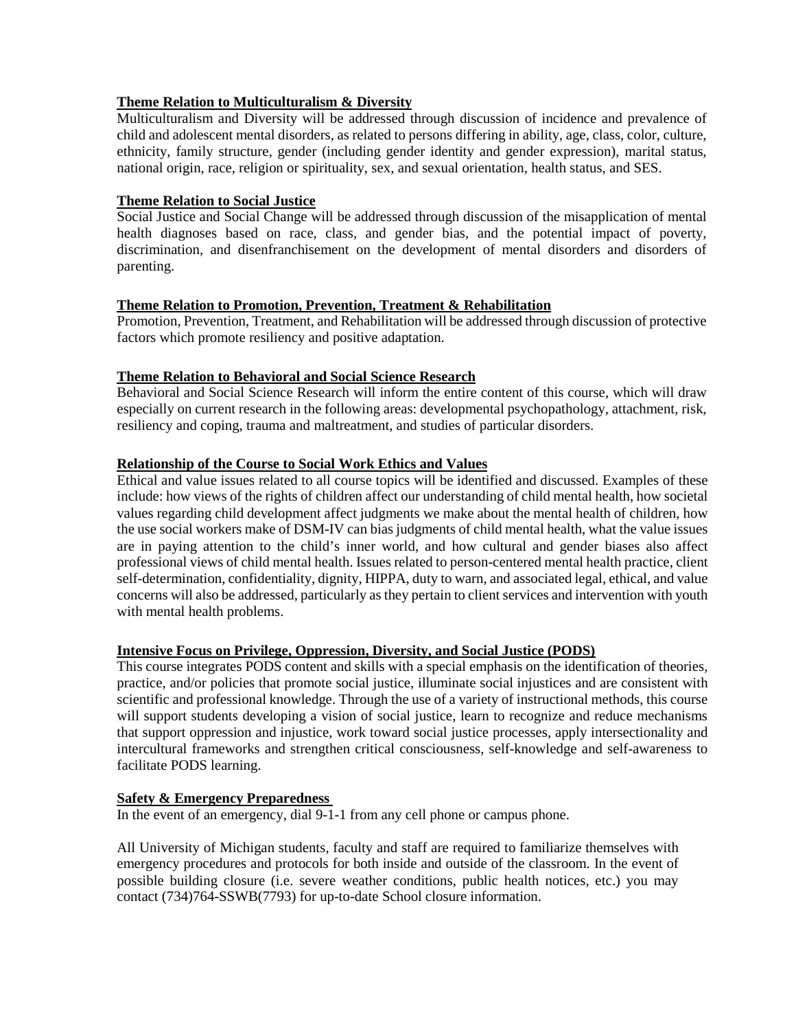**Theme Relation to Multiculturalism & Diversity**

Multiculturalism and Diversity will be addressed through discussion of incidence and prevalence of child and adolescent mental disorders, as related to persons differing in ability, age, class, color, culture, ethnicity, family structure, gender (including gender identity and gender expression), marital status, national origin, race, religion or spirituality, sex, and sexual orientation, health status, and SES.

**Theme Relation to Social Justice**

Social Justice and Social Change will be addressed through discussion of the misapplication of mental health diagnoses based on race, class, and gender bias, and the potential impact of poverty, discrimination, and disenfranchisement on the development of mental disorders and disorders of parenting.

**Theme Relation to Promotion, Prevention, Treatment & Rehabilitation**

Promotion, Prevention, Treatment, and Rehabilitation will be addressed through discussion of protective factors which promote resiliency and positive adaptation.

**Theme Relation to Behavioral and Social Science Research**

Behavioral and Social Science Research will inform the entire content of this course, which will draw especially on current research in the following areas: developmental psychopathology, attachment, risk, resiliency and coping, trauma and maltreatment, and studies of particular disorders.

**Relationship of the Course to Social Work Ethics and Values**

Ethical and value issues related to all course topics will be identified and discussed. Examples of these include: how views of the rights of children affect our understanding of child mental health, how societal values regarding child development affect judgments we make about the mental health of children, how the use social workers make of DSM-IV can bias judgments of child mental health, what the value issues are in paying attention to the child's inner world, and how cultural and gender biases also affect professional views of child mental health. Issues related to person-centered mental health practice, client self-determination, confidentiality, dignity, HIPPA, duty to warn, and associated legal, ethical, and value concerns will also be addressed, particularly as they pertain to client services and intervention with youth with mental health problems.

**Intensive Focus on Privilege, Oppression, Diversity, and Social Justice (PODS)**

This course integrates PODS content and skills with a special emphasis on the identification of theories, practice, and/or policies that promote social justice, illuminate social injustices and are consistent with scientific and professional knowledge. Through the use of a variety of instructional methods, this course will support students developing a vision of social justice, learn to recognize and reduce mechanisms that support oppression and injustice, work toward social justice processes, apply intersectionality and intercultural frameworks and strengthen critical consciousness, self-knowledge and self-awareness to facilitate PODS learning.

**Safety & Emergency Preparedness**

In the event of an emergency, dial 9-1-1 from any cell phone or campus phone.

All University of Michigan students, faculty and staff are required to familiarize themselves with emergency procedures and protocols for both inside and outside of the classroom. In the event of possible building closure (i.e. severe weather conditions, public health notices, etc.) you may contact (734)764-SSWB(7793) for up-to-date School closure information.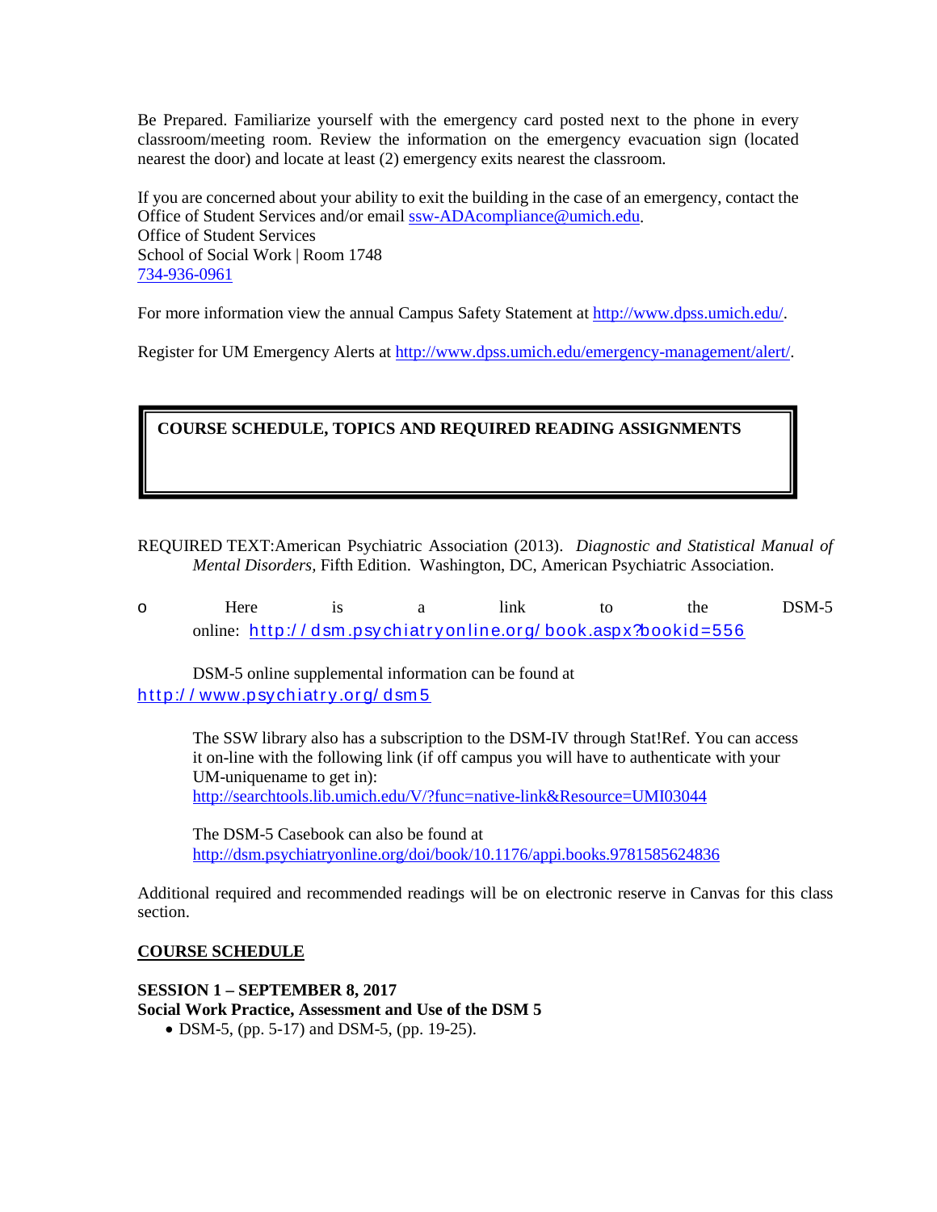Be Prepared. Familiarize yourself with the emergency card posted next to the phone in every classroom/meeting room. Review the information on the emergency evacuation sign (located nearest the door) and locate at least (2) emergency exits nearest the classroom.

If you are concerned about your ability to exit the building in the case of an emergency, contact the Office of Student Services and/or email ssw-ADAcompliance@umich.edu.
Office of Student Services
School of Social Work | Room 1748
734-936-0961

For more information view the annual Campus Safety Statement at http://www.dpss.umich.edu/.

Register for UM Emergency Alerts at http://www.dpss.umich.edu/emergency-management/alert/.

## COURSE SCHEDULE, TOPICS AND REQUIRED READING ASSIGNMENTS

REQUIRED TEXT: American Psychiatric Association (2013). *Diagnostic and Statistical Manual of Mental Disorders,* Fifth Edition. Washington, DC, American Psychiatric Association.

- Here is a link to the DSM-5 online: http://dsm.psychiatryonline.org/book.aspx?bookid=556

DSM-5 online supplemental information can be found at http://www.psychiatry.org/dsm5

The SSW library also has a subscription to the DSM-IV through Stat!Ref. You can access it on-line with the following link (if off campus you will have to authenticate with your UM-uniquename to get in): http://searchtools.lib.umich.edu/V/?func=native-link&Resource=UMI03044

The DSM-5 Casebook can also be found at http://dsm.psychiatryonline.org/doi/book/10.1176/appi.books.9781585624836

Additional required and recommended readings will be on electronic reserve in Canvas for this class section.

### COURSE SCHEDULE

**SESSION 1 – SEPTEMBER 8, 2017**
**Social Work Practice, Assessment and Use of the DSM 5**

- DSM-5, (pp. 5-17) and DSM-5, (pp. 19-25).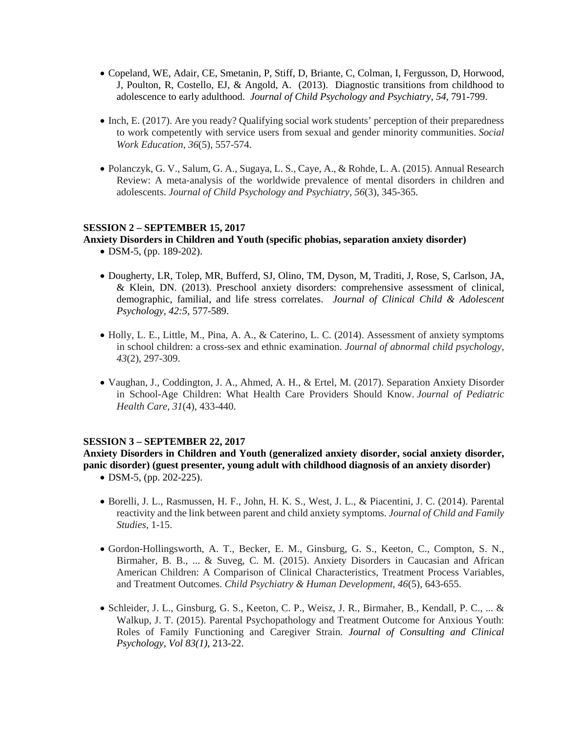- Copeland, WE, Adair, CE, Smetanin, P, Stiff, D, Briante, C, Colman, I, Fergusson, D, Horwood, J, Poulton, R, Costello, EJ, & Angold, A. (2013). Diagnostic transitions from childhood to adolescence to early adulthood. *Journal of Child Psychology and Psychiatry, 54*, 791-799.

- Inch, E. (2017). Are you ready? Qualifying social work students' perception of their preparedness to work competently with service users from sexual and gender minority communities. *Social Work Education*, *36*(5), 557-574.

- Polanczyk, G. V., Salum, G. A., Sugaya, L. S., Caye, A., & Rohde, L. A. (2015). Annual Research Review: A meta-analysis of the worldwide prevalence of mental disorders in children and adolescents. *Journal of Child Psychology and Psychiatry*, *56*(3), 345-365.

**SESSION 2 – SEPTEMBER 15, 2017**

**Anxiety Disorders in Children and Youth (specific phobias, separation anxiety disorder)**

- DSM-5, (pp. 189-202).

- Dougherty, LR, Tolep, MR, Bufferd, SJ, Olino, TM, Dyson, M, Traditi, J, Rose, S, Carlson, JA, & Klein, DN. (2013). Preschool anxiety disorders: comprehensive assessment of clinical, demographic, familial, and life stress correlates. *Journal of Clinical Child & Adolescent Psychology, 42:5*, 577-589.

- Holly, L. E., Little, M., Pina, A. A., & Caterino, L. C. (2014). Assessment of anxiety symptoms in school children: a cross-sex and ethnic examination. *Journal of abnormal child psychology*, *43*(2), 297-309.

- Vaughan, J., Coddington, J. A., Ahmed, A. H., & Ertel, M. (2017). Separation Anxiety Disorder in School-Age Children: What Health Care Providers Should Know. *Journal of Pediatric Health Care*, *31*(4), 433-440.

**SESSION 3 – SEPTEMBER 22, 2017**

**Anxiety Disorders in Children and Youth (generalized anxiety disorder, social anxiety disorder, panic disorder) (guest presenter, young adult with childhood diagnosis of an anxiety disorder)**

- DSM-5, (pp. 202-225).

- Borelli, J. L., Rasmussen, H. F., John, H. K. S., West, J. L., & Piacentini, J. C. (2014). Parental reactivity and the link between parent and child anxiety symptoms. *Journal of Child and Family Studies*, 1-15.

- Gordon-Hollingsworth, A. T., Becker, E. M., Ginsburg, G. S., Keeton, C., Compton, S. N., Birmaher, B. B., ... & Suveg, C. M. (2015). Anxiety Disorders in Caucasian and African American Children: A Comparison of Clinical Characteristics, Treatment Process Variables, and Treatment Outcomes. *Child Psychiatry & Human Development*, *46*(5), 643-655.

- Schleider, J. L., Ginsburg, G. S., Keeton, C. P., Weisz, J. R., Birmaher, B., Kendall, P. C., ... & Walkup, J. T. (2015). Parental Psychopathology and Treatment Outcome for Anxious Youth: Roles of Family Functioning and Caregiver Strain. *Journal of Consulting and Clinical Psychology, Vol 83(1),* 213-22.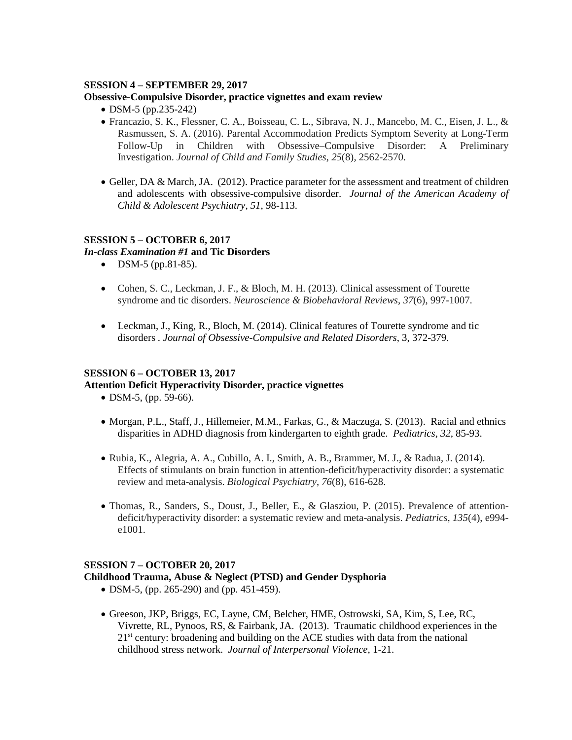**SESSION 4 – SEPTEMBER 29, 2017**
**Obsessive-Compulsive Disorder, practice vignettes and exam review**

- DSM-5 (pp.235-242)
- Francazio, S. K., Flessner, C. A., Boisseau, C. L., Sibrava, N. J., Mancebo, M. C., Eisen, J. L., & Rasmussen, S. A. (2016). Parental Accommodation Predicts Symptom Severity at Long-Term Follow-Up in Children with Obsessive–Compulsive Disorder: A Preliminary Investigation. *Journal of Child and Family Studies*, *25*(8), 2562-2570.
- Geller, DA & March, JA. (2012). Practice parameter for the assessment and treatment of children and adolescents with obsessive-compulsive disorder. *Journal of the American Academy of Child & Adolescent Psychiatry, 51*, 98-113.

**SESSION 5 – OCTOBER 6, 2017**
***In-class Examination #1* and Tic Disorders**

- DSM-5 (pp.81-85).
- Cohen, S. C., Leckman, J. F., & Bloch, M. H. (2013). Clinical assessment of Tourette syndrome and tic disorders. *Neuroscience & Biobehavioral Reviews*, *37*(6), 997-1007.
- Leckman, J., King, R., Bloch, M. (2014). Clinical features of Tourette syndrome and tic disorders . *Journal of Obsessive-Compulsive and Related Disorders*, 3, 372-379.

**SESSION 6 – OCTOBER 13, 2017**
**Attention Deficit Hyperactivity Disorder, practice vignettes**

- DSM-5, (pp. 59-66).
- Morgan, P.L., Staff, J., Hillemeier, M.M., Farkas, G., & Maczuga, S. (2013). Racial and ethnics disparities in ADHD diagnosis from kindergarten to eighth grade. *Pediatrics, 32*, 85-93.
- Rubia, K., Alegria, A. A., Cubillo, A. I., Smith, A. B., Brammer, M. J., & Radua, J. (2014). Effects of stimulants on brain function in attention-deficit/hyperactivity disorder: a systematic review and meta-analysis. *Biological Psychiatry*, *76*(8), 616-628.
- Thomas, R., Sanders, S., Doust, J., Beller, E., & Glasziou, P. (2015). Prevalence of attention-deficit/hyperactivity disorder: a systematic review and meta-analysis. *Pediatrics*, *135*(4), e994-e1001.

**SESSION 7 – OCTOBER 20, 2017**
**Childhood Trauma, Abuse & Neglect (PTSD) and Gender Dysphoria**

- DSM-5, (pp. 265-290) and (pp. 451-459).
- Greeson, JKP, Briggs, EC, Layne, CM, Belcher, HME, Ostrowski, SA, Kim, S, Lee, RC, Vivrette, RL, Pynoos, RS, & Fairbank, JA. (2013). Traumatic childhood experiences in the 21st century: broadening and building on the ACE studies with data from the national childhood stress network. *Journal of Interpersonal Violence*, 1-21.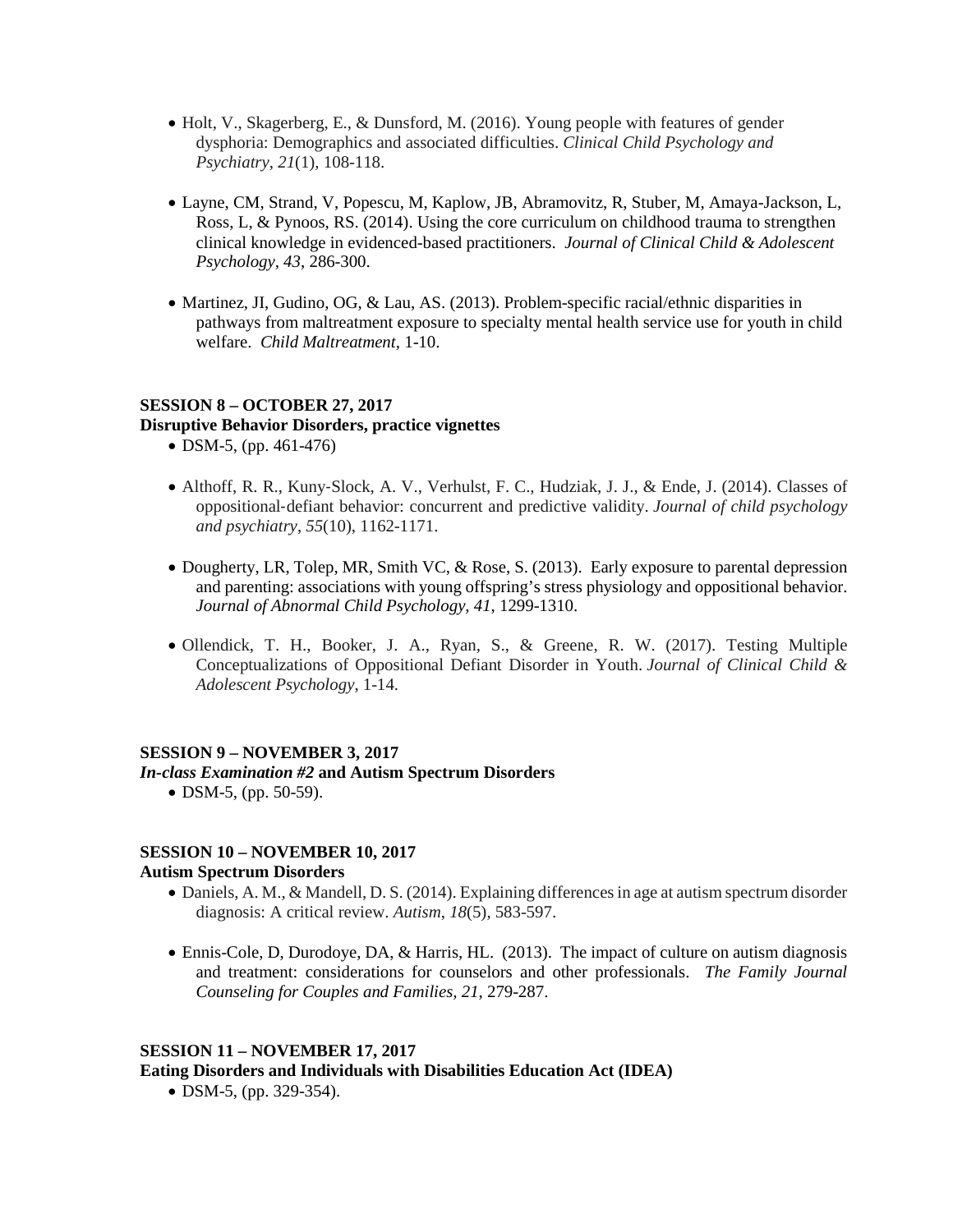- Holt, V., Skagerberg, E., & Dunsford, M. (2016). Young people with features of gender dysphoria: Demographics and associated difficulties. *Clinical Child Psychology and Psychiatry*, *21*(1), 108-118.

- Layne, CM, Strand, V, Popescu, M, Kaplow, JB, Abramovitz, R, Stuber, M, Amaya-Jackson, L, Ross, L, & Pynoos, RS. (2014). Using the core curriculum on childhood trauma to strengthen clinical knowledge in evidenced-based practitioners. *Journal of Clinical Child & Adolescent Psychology*, *43*, 286-300.

- Martinez, JI, Gudino, OG, & Lau, AS. (2013). Problem-specific racial/ethnic disparities in pathways from maltreatment exposure to specialty mental health service use for youth in child welfare. *Child Maltreatment*, 1-10.

**SESSION 8 – OCTOBER 27, 2017**
**Disruptive Behavior Disorders, practice vignettes**

- DSM-5, (pp. 461-476)

- Althoff, R. R., Kuny‐Slock, A. V., Verhulst, F. C., Hudziak, J. J., & Ende, J. (2014). Classes of oppositional‐defiant behavior: concurrent and predictive validity. *Journal of child psychology and psychiatry*, *55*(10), 1162-1171.

- Dougherty, LR, Tolep, MR, Smith VC, & Rose, S. (2013). Early exposure to parental depression and parenting: associations with young offspring's stress physiology and oppositional behavior. *Journal of Abnormal Child Psychology, 41*, 1299-1310.

- Ollendick, T. H., Booker, J. A., Ryan, S., & Greene, R. W. (2017). Testing Multiple Conceptualizations of Oppositional Defiant Disorder in Youth. *Journal of Clinical Child & Adolescent Psychology*, 1-14.

**SESSION 9 – NOVEMBER 3, 2017**
***In-class Examination #2* and Autism Spectrum Disorders**

- DSM-5, (pp. 50-59).

**SESSION 10 – NOVEMBER 10, 2017**
**Autism Spectrum Disorders**

- Daniels, A. M., & Mandell, D. S. (2014). Explaining differences in age at autism spectrum disorder diagnosis: A critical review. *Autism*, *18*(5), 583-597.

- Ennis-Cole, D, Durodoye, DA, & Harris, HL. (2013). The impact of culture on autism diagnosis and treatment: considerations for counselors and other professionals. *The Family Journal Counseling for Couples and Families, 21*, 279-287.

**SESSION 11 – NOVEMBER 17, 2017**
**Eating Disorders and Individuals with Disabilities Education Act (IDEA)**

- DSM-5, (pp. 329-354).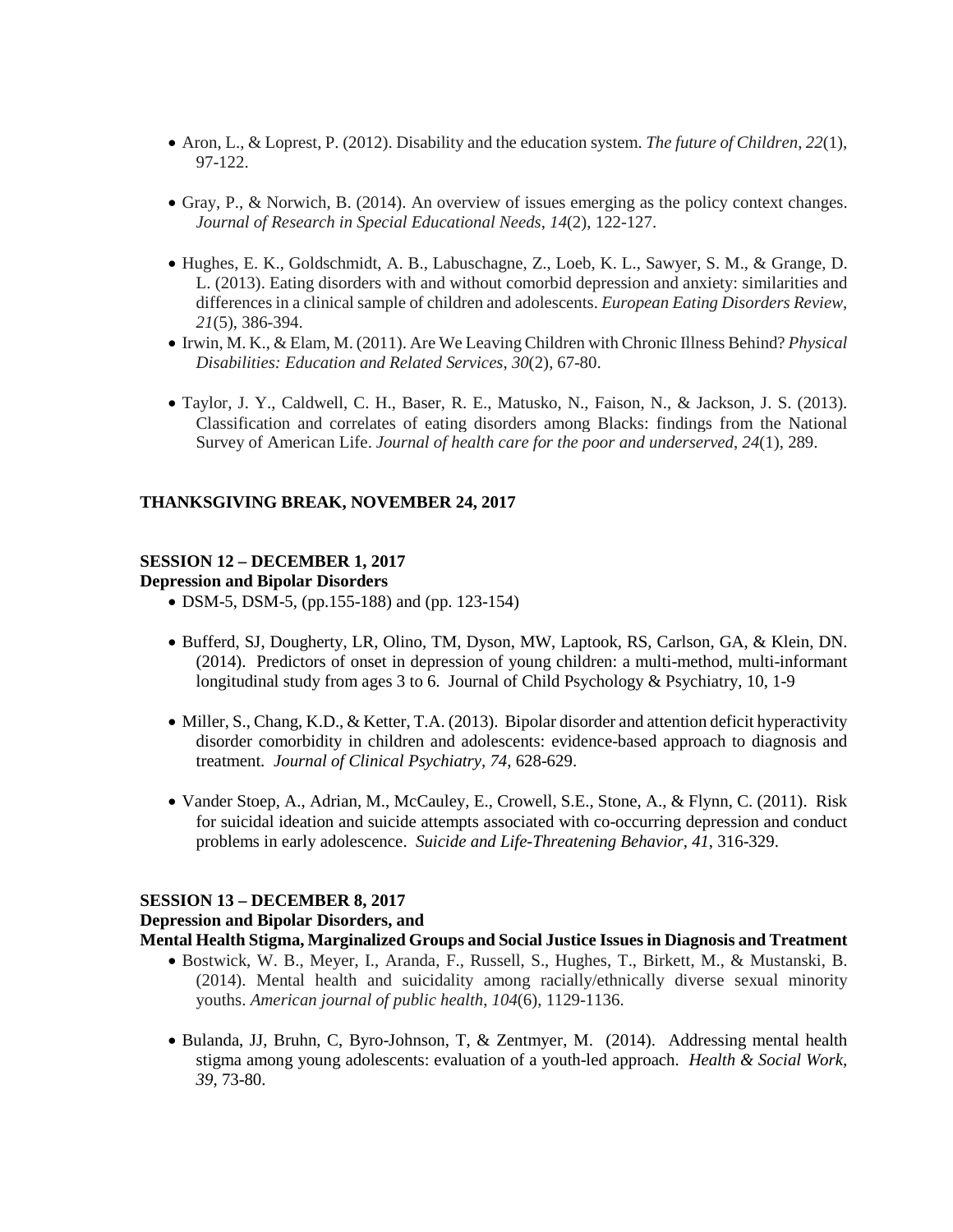- Aron, L., & Loprest, P. (2012). Disability and the education system. *The future of Children*, *22*(1), 97-122.

- Gray, P., & Norwich, B. (2014). An overview of issues emerging as the policy context changes. *Journal of Research in Special Educational Needs*, *14*(2), 122-127.

- Hughes, E. K., Goldschmidt, A. B., Labuschagne, Z., Loeb, K. L., Sawyer, S. M., & Grange, D. L. (2013). Eating disorders with and without comorbid depression and anxiety: similarities and differences in a clinical sample of children and adolescents. *European Eating Disorders Review*, *21*(5), 386-394.
- Irwin, M. K., & Elam, M. (2011). Are We Leaving Children with Chronic Illness Behind? *Physical Disabilities: Education and Related Services*, *30*(2), 67-80.

- Taylor, J. Y., Caldwell, C. H., Baser, R. E., Matusko, N., Faison, N., & Jackson, J. S. (2013). Classification and correlates of eating disorders among Blacks: findings from the National Survey of American Life. *Journal of health care for the poor and underserved*, *24*(1), 289.

**THANKSGIVING BREAK, NOVEMBER 24, 2017**

**SESSION 12 – DECEMBER 1, 2017**
**Depression and Bipolar Disorders**

- DSM-5, DSM-5, (pp.155-188) and (pp. 123-154)

- Bufferd, SJ, Dougherty, LR, Olino, TM, Dyson, MW, Laptook, RS, Carlson, GA, & Klein, DN. (2014). Predictors of onset in depression of young children: a multi-method, multi-informant longitudinal study from ages 3 to 6. Journal of Child Psychology & Psychiatry, 10, 1-9

- Miller, S., Chang, K.D., & Ketter, T.A. (2013). Bipolar disorder and attention deficit hyperactivity disorder comorbidity in children and adolescents: evidence-based approach to diagnosis and treatment. *Journal of Clinical Psychiatry, 74*, 628-629.

- Vander Stoep, A., Adrian, M., McCauley, E., Crowell, S.E., Stone, A., & Flynn, C. (2011). Risk for suicidal ideation and suicide attempts associated with co-occurring depression and conduct problems in early adolescence. *Suicide and Life-Threatening Behavior, 41*, 316-329.

**SESSION 13 – DECEMBER 8, 2017**
**Depression and Bipolar Disorders, and**
**Mental Health Stigma, Marginalized Groups and Social Justice Issues in Diagnosis and Treatment**

- Bostwick, W. B., Meyer, I., Aranda, F., Russell, S., Hughes, T., Birkett, M., & Mustanski, B. (2014). Mental health and suicidality among racially/ethnically diverse sexual minority youths. *American journal of public health*, *104*(6), 1129-1136.

- Bulanda, JJ, Bruhn, C, Byro-Johnson, T, & Zentmyer, M. (2014). Addressing mental health stigma among young adolescents: evaluation of a youth-led approach. *Health & Social Work, 39,* 73-80.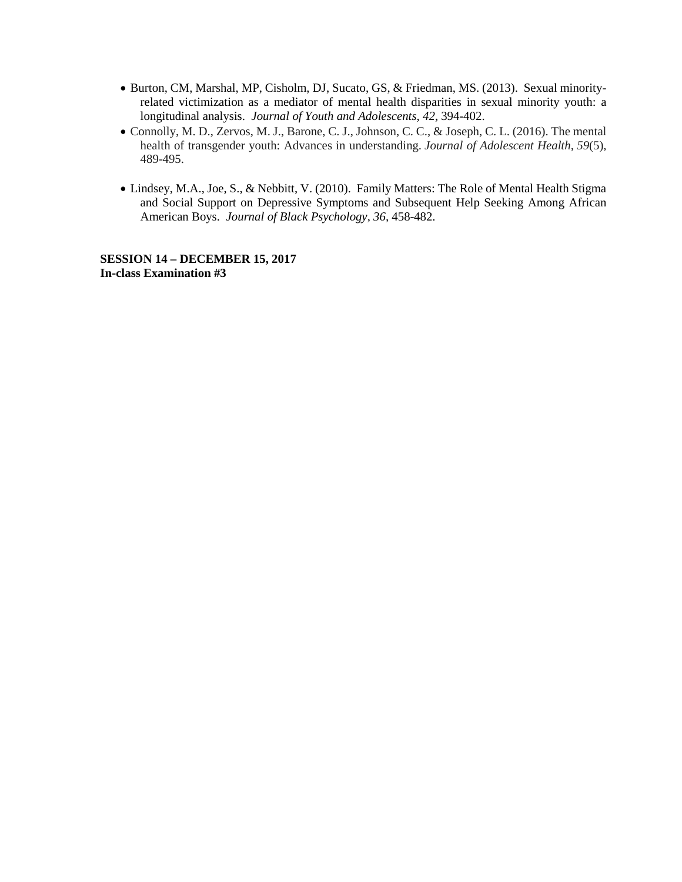- Burton, CM, Marshal, MP, Cisholm, DJ, Sucato, GS, & Friedman, MS. (2013). Sexual minority-related victimization as a mediator of mental health disparities in sexual minority youth: a longitudinal analysis. *Journal of Youth and Adolescents, 42,* 394-402.
- Connolly, M. D., Zervos, M. J., Barone, C. J., Johnson, C. C., & Joseph, C. L. (2016). The mental health of transgender youth: Advances in understanding. *Journal of Adolescent Health*, *59*(5), 489-495.
- Lindsey, M.A., Joe, S., & Nebbitt, V. (2010). Family Matters: The Role of Mental Health Stigma and Social Support on Depressive Symptoms and Subsequent Help Seeking Among African American Boys. *Journal of Black Psychology, 36,* 458-482.

**SESSION 14 – DECEMBER 15, 2017**
**In-class Examination #3**